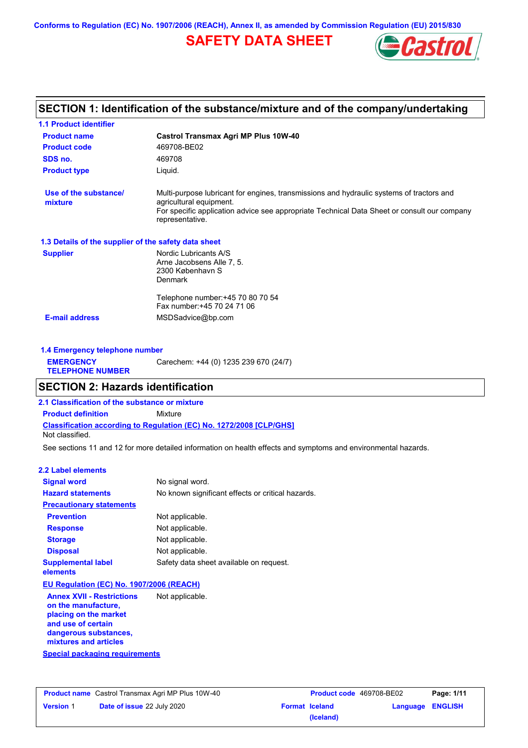Conforms to Regulation (EC) No. 1907/2006 (REACH), Annex II, as amended by Commission Regulation (EU) 2015/830

# SAFETY DATA SHEET

## SECTION 1: Identification of the substance/mixture and of the company/undertaking

### 1.1 Product identifier

| | |
|---|---|
| **Product name** | **Castrol Transmax Agri MP Plus 10W-40** |
| **Product code** | 469708-BE02 |
| **SDS no.** | 469708 |
| **Product type** | Liquid. |
| **Use of the substance/ mixture** | Multi-purpose lubricant for engines, transmissions and hydraulic systems of tractors and agricultural equipment. For specific application advice see appropriate Technical Data Sheet or consult our company representative. |

### 1.3 Details of the supplier of the safety data sheet

| | |
|---|---|
| **Supplier** | Nordic Lubricants A/S<br>Arne Jacobsens Alle 7, 5.<br>2300 København S<br>Denmark<br><br>Telephone number:+45 70 80 70 54<br>Fax number:+45 70 24 71 06 |
| **E-mail address** | MSDSadvice@bp.com |

### 1.4 Emergency telephone number

| | |
|---|---|
| **EMERGENCY TELEPHONE NUMBER** | Carechem: +44 (0) 1235 239 670 (24/7) |

## SECTION 2: Hazards identification

### 2.1 Classification of the substance or mixture

**Product definition** Mixture

**Classification according to Regulation (EC) No. 1272/2008 [CLP/GHS]**

Not classified.

See sections 11 and 12 for more detailed information on health effects and symptoms and environmental hazards.

### 2.2 Label elements

| | |
|---|---|
| **Signal word** | No signal word. |
| **Hazard statements** | No known significant effects or critical hazards. |
| **Precautionary statements** | |
| **Prevention** | Not applicable. |
| **Response** | Not applicable. |
| **Storage** | Not applicable. |
| **Disposal** | Not applicable. |
| **Supplemental label elements** | Safety data sheet available on request. |

**EU Regulation (EC) No. 1907/2006 (REACH)**

| | |
|---|---|
| **Annex XVII - Restrictions on the manufacture, placing on the market and use of certain dangerous substances, mixtures and articles** | Not applicable. |

**Special packaging requirements**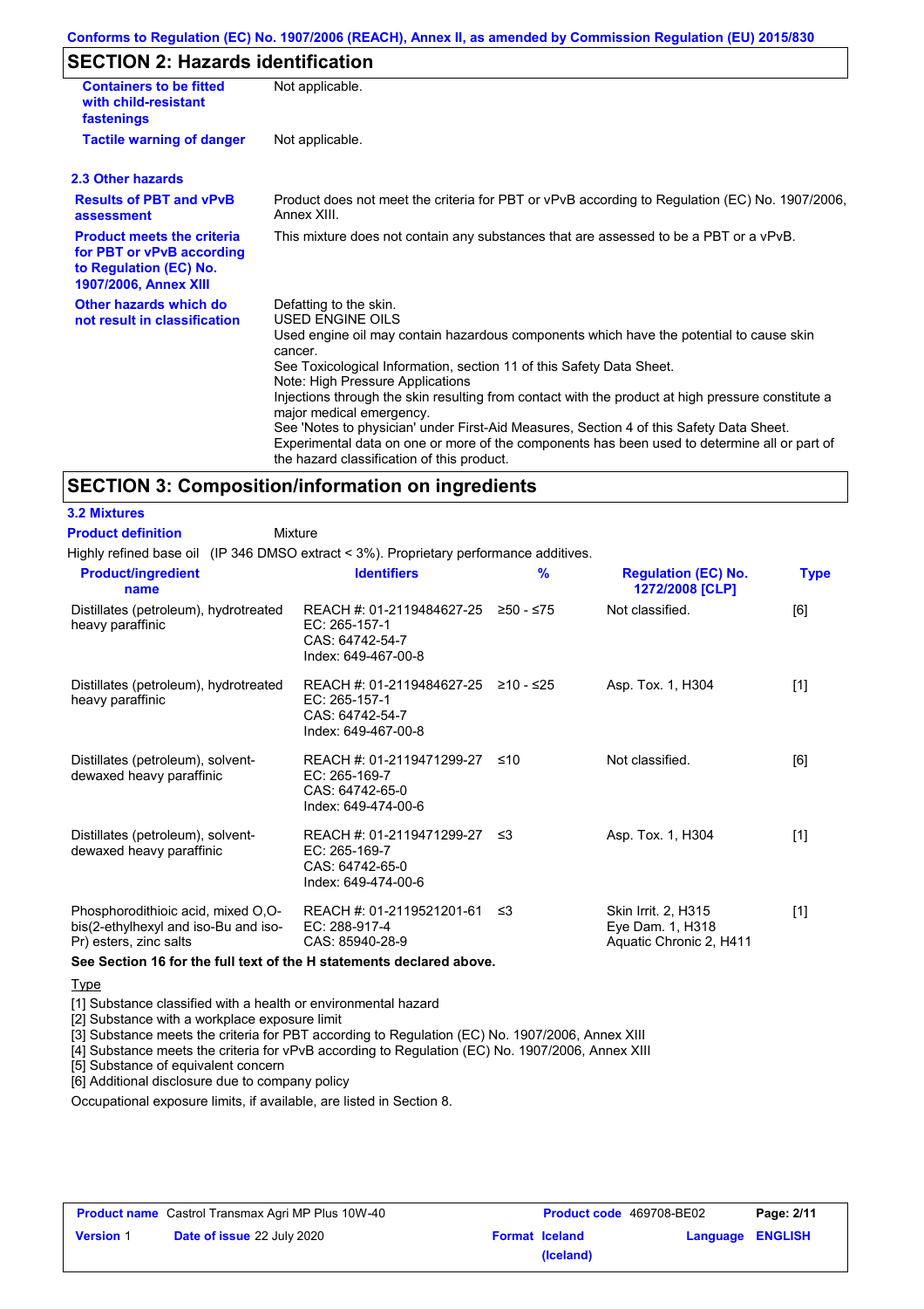Conforms to Regulation (EC) No. 1907/2006 (REACH), Annex II, as amended by Commission Regulation (EU) 2015/830

## SECTION 2: Hazards identification

| | |
|---|---|
| **Containers to be fitted with child-resistant fastenings** | Not applicable. |
| **Tactile warning of danger** | Not applicable. |

### 2.3 Other hazards

| | |
|---|---|
| **Results of PBT and vPvB assessment** | Product does not meet the criteria for PBT or vPvB according to Regulation (EC) No. 1907/2006, Annex XIII. |
| **Product meets the criteria for PBT or vPvB according to Regulation (EC) No. 1907/2006, Annex XIII** | This mixture does not contain any substances that are assessed to be a PBT or a vPvB. |
| **Other hazards which do not result in classification** | Defatting to the skin.<br>USED ENGINE OILS<br>Used engine oil may contain hazardous components which have the potential to cause skin cancer.<br>See Toxicological Information, section 11 of this Safety Data Sheet.<br>Note: High Pressure Applications<br>Injections through the skin resulting from contact with the product at high pressure constitute a major medical emergency.<br>See 'Notes to physician' under First-Aid Measures, Section 4 of this Safety Data Sheet.<br>Experimental data on one or more of the components has been used to determine all or part of the hazard classification of this product. |

## SECTION 3: Composition/information on ingredients

### 3.2 Mixtures

**Product definition** Mixture

Highly refined base oil (IP 346 DMSO extract < 3%). Proprietary performance additives.

| Product/ingredient name | Identifiers | % | Regulation (EC) No. 1272/2008 [CLP] | Type |
|---|---|---|---|---|
| Distillates (petroleum), hydrotreated heavy paraffinic | REACH #: 01-2119484627-25<br>EC: 265-157-1<br>CAS: 64742-54-7<br>Index: 649-467-00-8 | ≥50 - ≤75 | Not classified. | [6] |
| Distillates (petroleum), hydrotreated heavy paraffinic | REACH #: 01-2119484627-25<br>EC: 265-157-1<br>CAS: 64742-54-7<br>Index: 649-467-00-8 | ≥10 - ≤25 | Asp. Tox. 1, H304 | [1] |
| Distillates (petroleum), solvent-dewaxed heavy paraffinic | REACH #: 01-2119471299-27<br>EC: 265-169-7<br>CAS: 64742-65-0<br>Index: 649-474-00-6 | ≤10 | Not classified. | [6] |
| Distillates (petroleum), solvent-dewaxed heavy paraffinic | REACH #: 01-2119471299-27<br>EC: 265-169-7<br>CAS: 64742-65-0<br>Index: 649-474-00-6 | ≤3 | Asp. Tox. 1, H304 | [1] |
| Phosphorodithioic acid, mixed O,O-bis(2-ethylhexyl and iso-Bu and iso-Pr) esters, zinc salts | REACH #: 01-2119521201-61<br>EC: 288-917-4<br>CAS: 85940-28-9 | ≤3 | Skin Irrit. 2, H315<br>Eye Dam. 1, H318<br>Aquatic Chronic 2, H411 | [1] |

**See Section 16 for the full text of the H statements declared above.**

Type

[1] Substance classified with a health or environmental hazard
[2] Substance with a workplace exposure limit
[3] Substance meets the criteria for PBT according to Regulation (EC) No. 1907/2006, Annex XIII
[4] Substance meets the criteria for vPvB according to Regulation (EC) No. 1907/2006, Annex XIII
[5] Substance of equivalent concern
[6] Additional disclosure due to company policy

Occupational exposure limits, if available, are listed in Section 8.

| **Product name** Castrol Transmax Agri MP Plus 10W-40 | **Product code** 469708-BE02 | |
|---|---|---|
| **Version** 1 **Date of issue** 22 July 2020 | **Format** Iceland (Iceland) | **Language** ENGLISH |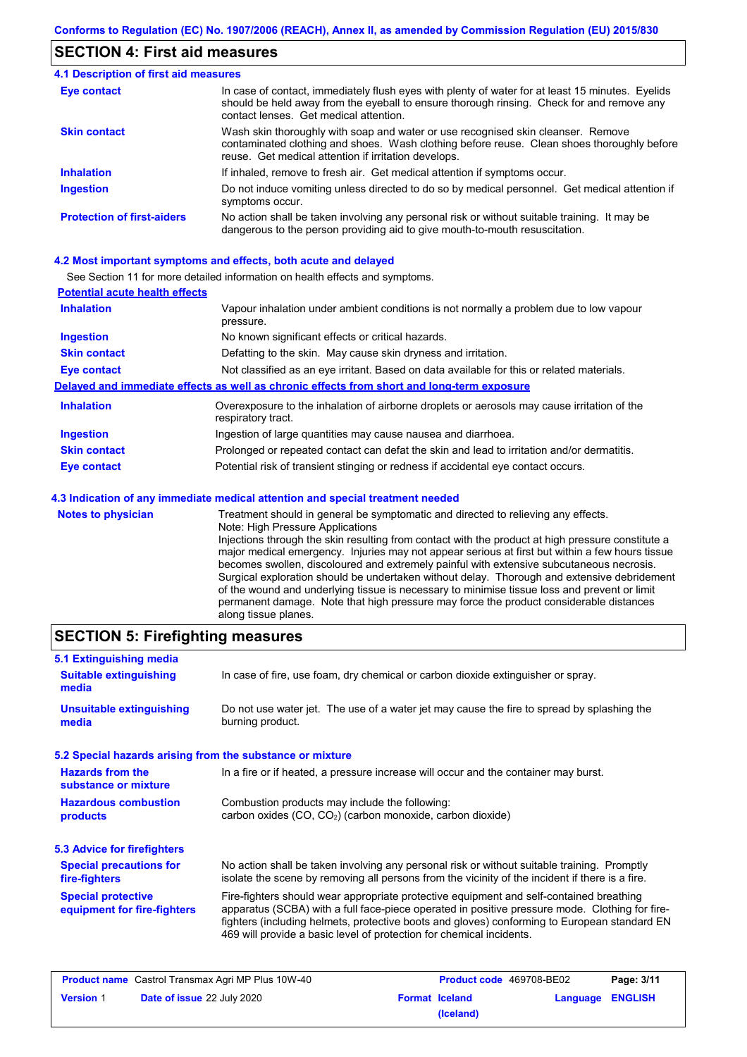## SECTION 4: First aid measures

### 4.1 Description of first aid measures

| | |
|---|---|
| **Eye contact** | In case of contact, immediately flush eyes with plenty of water for at least 15 minutes. Eyelids should be held away from the eyeball to ensure thorough rinsing. Check for and remove any contact lenses. Get medical attention. |
| **Skin contact** | Wash skin thoroughly with soap and water or use recognised skin cleanser. Remove contaminated clothing and shoes. Wash clothing before reuse. Clean shoes thoroughly before reuse. Get medical attention if irritation develops. |
| **Inhalation** | If inhaled, remove to fresh air. Get medical attention if symptoms occur. |
| **Ingestion** | Do not induce vomiting unless directed to do so by medical personnel. Get medical attention if symptoms occur. |
| **Protection of first-aiders** | No action shall be taken involving any personal risk or without suitable training. It may be dangerous to the person providing aid to give mouth-to-mouth resuscitation. |

### 4.2 Most important symptoms and effects, both acute and delayed

See Section 11 for more detailed information on health effects and symptoms.

**Potential acute health effects**

| | |
|---|---|
| **Inhalation** | Vapour inhalation under ambient conditions is not normally a problem due to low vapour pressure. |
| **Ingestion** | No known significant effects or critical hazards. |
| **Skin contact** | Defatting to the skin. May cause skin dryness and irritation. |
| **Eye contact** | Not classified as an eye irritant. Based on data available for this or related materials. |

**Delayed and immediate effects as well as chronic effects from short and long-term exposure**

| | |
|---|---|
| **Inhalation** | Overexposure to the inhalation of airborne droplets or aerosols may cause irritation of the respiratory tract. |
| **Ingestion** | Ingestion of large quantities may cause nausea and diarrhoea. |
| **Skin contact** | Prolonged or repeated contact can defat the skin and lead to irritation and/or dermatitis. |
| **Eye contact** | Potential risk of transient stinging or redness if accidental eye contact occurs. |

### 4.3 Indication of any immediate medical attention and special treatment needed

| | |
|---|---|
| **Notes to physician** | Treatment should in general be symptomatic and directed to relieving any effects. Note: High Pressure Applications Injections through the skin resulting from contact with the product at high pressure constitute a major medical emergency. Injuries may not appear serious at first but within a few hours tissue becomes swollen, discoloured and extremely painful with extensive subcutaneous necrosis. Surgical exploration should be undertaken without delay. Thorough and extensive debridement of the wound and underlying tissue is necessary to minimise tissue loss and prevent or limit permanent damage. Note that high pressure may force the product considerable distances along tissue planes. |

## SECTION 5: Firefighting measures

### 5.1 Extinguishing media

| | |
|---|---|
| **Suitable extinguishing media** | In case of fire, use foam, dry chemical or carbon dioxide extinguisher or spray. |
| **Unsuitable extinguishing media** | Do not use water jet. The use of a water jet may cause the fire to spread by splashing the burning product. |

### 5.2 Special hazards arising from the substance or mixture

| | |
|---|---|
| **Hazards from the substance or mixture** | In a fire or if heated, a pressure increase will occur and the container may burst. |
| **Hazardous combustion products** | Combustion products may include the following: carbon oxides (CO, $CO_2$) (carbon monoxide, carbon dioxide) |

### 5.3 Advice for firefighters

| | |
|---|---|
| **Special precautions for fire-fighters** | No action shall be taken involving any personal risk or without suitable training. Promptly isolate the scene by removing all persons from the vicinity of the incident if there is a fire. |
| **Special protective equipment for fire-fighters** | Fire-fighters should wear appropriate protective equipment and self-contained breathing apparatus (SCBA) with a full face-piece operated in positive pressure mode. Clothing for fire-fighters (including helmets, protective boots and gloves) conforming to European standard EN 469 will provide a basic level of protection for chemical incidents. |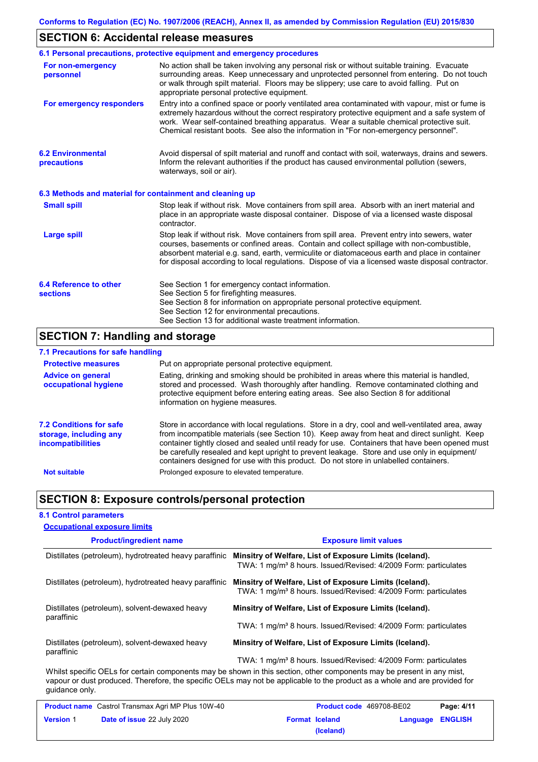## SECTION 6: Accidental release measures

### 6.1 Personal precautions, protective equipment and emergency procedures

**For non-emergency personnel**

No action shall be taken involving any personal risk or without suitable training. Evacuate surrounding areas. Keep unnecessary and unprotected personnel from entering. Do not touch or walk through spilt material. Floors may be slippery; use care to avoid falling. Put on appropriate personal protective equipment.

**For emergency responders**

Entry into a confined space or poorly ventilated area contaminated with vapour, mist or fume is extremely hazardous without the correct respiratory protective equipment and a safe system of work. Wear self-contained breathing apparatus. Wear a suitable chemical protective suit. Chemical resistant boots. See also the information in "For non-emergency personnel".

### 6.2 Environmental precautions

Avoid dispersal of spilt material and runoff and contact with soil, waterways, drains and sewers. Inform the relevant authorities if the product has caused environmental pollution (sewers, waterways, soil or air).

### 6.3 Methods and material for containment and cleaning up

**Small spill**

Stop leak if without risk. Move containers from spill area. Absorb with an inert material and place in an appropriate waste disposal container. Dispose of via a licensed waste disposal contractor.

**Large spill**

Stop leak if without risk. Move containers from spill area. Prevent entry into sewers, water courses, basements or confined areas. Contain and collect spillage with non-combustible, absorbent material e.g. sand, earth, vermiculite or diatomaceous earth and place in container for disposal according to local regulations. Dispose of via a licensed waste disposal contractor.

### 6.4 Reference to other sections

See Section 1 for emergency contact information.
See Section 5 for firefighting measures.
See Section 8 for information on appropriate personal protective equipment.
See Section 12 for environmental precautions.
See Section 13 for additional waste treatment information.

## SECTION 7: Handling and storage

### 7.1 Precautions for safe handling

**Protective measures**

Put on appropriate personal protective equipment.

**Advice on general occupational hygiene**

Eating, drinking and smoking should be prohibited in areas where this material is handled, stored and processed. Wash thoroughly after handling. Remove contaminated clothing and protective equipment before entering eating areas. See also Section 8 for additional information on hygiene measures.

### 7.2 Conditions for safe storage, including any incompatibilities

Store in accordance with local regulations. Store in a dry, cool and well-ventilated area, away from incompatible materials (see Section 10). Keep away from heat and direct sunlight. Keep container tightly closed and sealed until ready for use. Containers that have been opened must be carefully resealed and kept upright to prevent leakage. Store and use only in equipment/ containers designed for use with this product. Do not store in unlabelled containers.

**Not suitable**

Prolonged exposure to elevated temperature.

## SECTION 8: Exposure controls/personal protection

### 8.1 Control parameters

**Occupational exposure limits**

| Product/ingredient name | Exposure limit values |
|---|---|
| Distillates (petroleum), hydrotreated heavy paraffinic | **Minsitry of Welfare, List of Exposure Limits (Iceland).** TWA: 1 mg/m³ 8 hours. Issued/Revised: 4/2009 Form: particulates |
| Distillates (petroleum), hydrotreated heavy paraffinic | **Minsitry of Welfare, List of Exposure Limits (Iceland).** TWA: 1 mg/m³ 8 hours. Issued/Revised: 4/2009 Form: particulates |
| Distillates (petroleum), solvent-dewaxed heavy paraffinic | **Minsitry of Welfare, List of Exposure Limits (Iceland).** TWA: 1 mg/m³ 8 hours. Issued/Revised: 4/2009 Form: particulates |
| Distillates (petroleum), solvent-dewaxed heavy paraffinic | **Minsitry of Welfare, List of Exposure Limits (Iceland).** TWA: 1 mg/m³ 8 hours. Issued/Revised: 4/2009 Form: particulates |

Whilst specific OELs for certain components may be shown in this section, other components may be present in any mist, vapour or dust produced. Therefore, the specific OELs may not be applicable to the product as a whole and are provided for guidance only.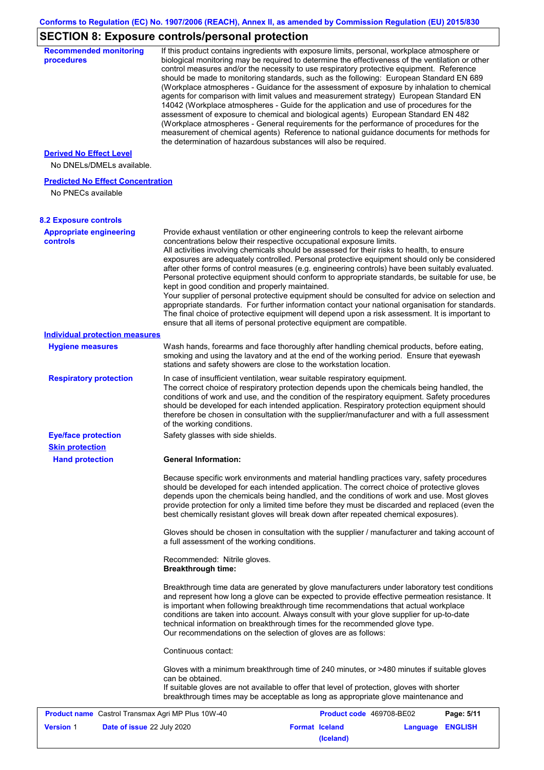## SECTION 8: Exposure controls/personal protection

**Recommended monitoring procedures**

If this product contains ingredients with exposure limits, personal, workplace atmosphere or biological monitoring may be required to determine the effectiveness of the ventilation or other control measures and/or the necessity to use respiratory protective equipment. Reference should be made to monitoring standards, such as the following: European Standard EN 689 (Workplace atmospheres - Guidance for the assessment of exposure by inhalation to chemical agents for comparison with limit values and measurement strategy) European Standard EN 14042 (Workplace atmospheres - Guide for the application and use of procedures for the assessment of exposure to chemical and biological agents) European Standard EN 482 (Workplace atmospheres - General requirements for the performance of procedures for the measurement of chemical agents) Reference to national guidance documents for methods for the determination of hazardous substances will also be required.

**Derived No Effect Level**

No DNELs/DMELs available.

**Predicted No Effect Concentration**

No PNECs available

### 8.2 Exposure controls

**Appropriate engineering controls**

Provide exhaust ventilation or other engineering controls to keep the relevant airborne concentrations below their respective occupational exposure limits.
All activities involving chemicals should be assessed for their risks to health, to ensure exposures are adequately controlled. Personal protective equipment should only be considered after other forms of control measures (e.g. engineering controls) have been suitably evaluated. Personal protective equipment should conform to appropriate standards, be suitable for use, be kept in good condition and properly maintained.
Your supplier of personal protective equipment should be consulted for advice on selection and appropriate standards. For further information contact your national organisation for standards. The final choice of protective equipment will depend upon a risk assessment. It is important to ensure that all items of personal protective equipment are compatible.

**Individual protection measures**

**Hygiene measures**

Wash hands, forearms and face thoroughly after handling chemical products, before eating, smoking and using the lavatory and at the end of the working period. Ensure that eyewash stations and safety showers are close to the workstation location.

**Respiratory protection**

In case of insufficient ventilation, wear suitable respiratory equipment.
The correct choice of respiratory protection depends upon the chemicals being handled, the conditions of work and use, and the condition of the respiratory equipment. Safety procedures should be developed for each intended application. Respiratory protection equipment should therefore be chosen in consultation with the supplier/manufacturer and with a full assessment of the working conditions.

**Eye/face protection**

Safety glasses with side shields.

**Skin protection**

**Hand protection**

**General Information:**

Because specific work environments and material handling practices vary, safety procedures should be developed for each intended application. The correct choice of protective gloves depends upon the chemicals being handled, and the conditions of work and use. Most gloves provide protection for only a limited time before they must be discarded and replaced (even the best chemically resistant gloves will break down after repeated chemical exposures).

Gloves should be chosen in consultation with the supplier / manufacturer and taking account of a full assessment of the working conditions.

Recommended: Nitrile gloves.
**Breakthrough time:**

Breakthrough time data are generated by glove manufacturers under laboratory test conditions and represent how long a glove can be expected to provide effective permeation resistance. It is important when following breakthrough time recommendations that actual workplace conditions are taken into account. Always consult with your glove supplier for up-to-date technical information on breakthrough times for the recommended glove type.
Our recommendations on the selection of gloves are as follows:

Continuous contact:

Gloves with a minimum breakthrough time of 240 minutes, or >480 minutes if suitable gloves can be obtained.
If suitable gloves are not available to offer that level of protection, gloves with shorter breakthrough times may be acceptable as long as appropriate glove maintenance and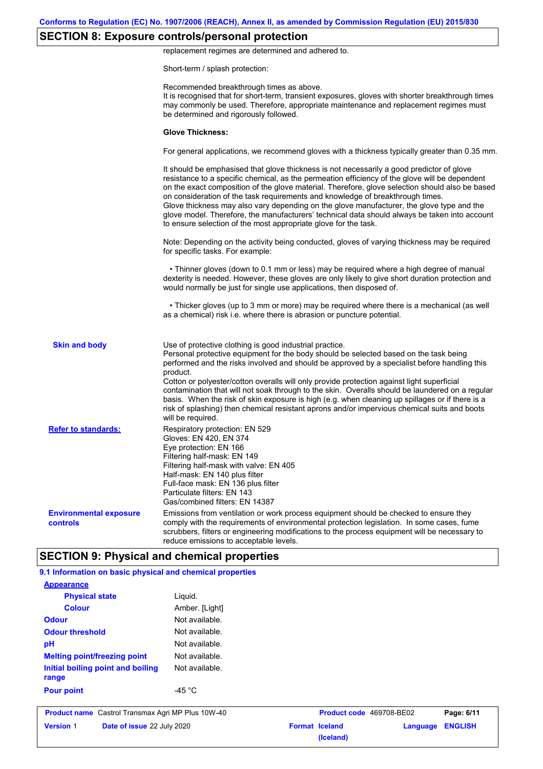## SECTION 8: Exposure controls/personal protection

replacement regimes are determined and adhered to.

Short-term / splash protection:

Recommended breakthrough times as above.
It is recognised that for short-term, transient exposures, gloves with shorter breakthrough times may commonly be used. Therefore, appropriate maintenance and replacement regimes must be determined and rigorously followed.

**Glove Thickness:**

For general applications, we recommend gloves with a thickness typically greater than 0.35 mm.

It should be emphasised that glove thickness is not necessarily a good predictor of glove resistance to a specific chemical, as the permeation efficiency of the glove will be dependent on the exact composition of the glove material. Therefore, glove selection should also be based on consideration of the task requirements and knowledge of breakthrough times.
Glove thickness may also vary depending on the glove manufacturer, the glove type and the glove model. Therefore, the manufacturers' technical data should always be taken into account to ensure selection of the most appropriate glove for the task.

Note: Depending on the activity being conducted, gloves of varying thickness may be required for specific tasks. For example:

- Thinner gloves (down to 0.1 mm or less) may be required where a high degree of manual dexterity is needed. However, these gloves are only likely to give short duration protection and would normally be just for single use applications, then disposed of.

- Thicker gloves (up to 3 mm or more) may be required where there is a mechanical (as well as a chemical) risk i.e. where there is abrasion or puncture potential.

**Skin and body**

Use of protective clothing is good industrial practice.
Personal protective equipment for the body should be selected based on the task being performed and the risks involved and should be approved by a specialist before handling this product.
Cotton or polyester/cotton overalls will only provide protection against light superficial contamination that will not soak through to the skin. Overalls should be laundered on a regular basis. When the risk of skin exposure is high (e.g. when cleaning up spillages or if there is a risk of splashing) then chemical resistant aprons and/or impervious chemical suits and boots will be required.

**Refer to standards:**

Respiratory protection: EN 529
Gloves: EN 420, EN 374
Eye protection: EN 166
Filtering half-mask: EN 149
Filtering half-mask with valve: EN 405
Half-mask: EN 140 plus filter
Full-face mask: EN 136 plus filter
Particulate filters: EN 143
Gas/combined filters: EN 14387

**Environmental exposure controls**

Emissions from ventilation or work process equipment should be checked to ensure they comply with the requirements of environmental protection legislation. In some cases, fume scrubbers, filters or engineering modifications to the process equipment will be necessary to reduce emissions to acceptable levels.

## SECTION 9: Physical and chemical properties

### 9.1 Information on basic physical and chemical properties

**Appearance**

| | |
|---|---|
| **Physical state** | Liquid. |
| **Colour** | Amber. [Light] |
| **Odour** | Not available. |
| **Odour threshold** | Not available. |
| **pH** | Not available. |
| **Melting point/freezing point** | Not available. |
| **Initial boiling point and boiling range** | Not available. |
| **Pour point** | -45 °C |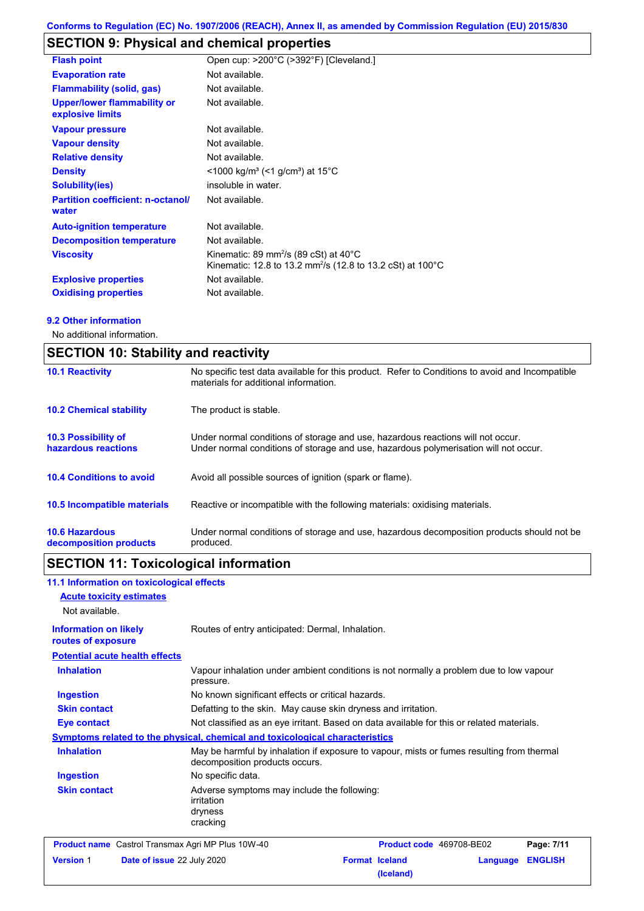Conforms to Regulation (EC) No. 1907/2006 (REACH), Annex II, as amended by Commission Regulation (EU) 2015/830

## SECTION 9: Physical and chemical properties

| | |
|---|---|
| **Flash point** | Open cup: >200°C (>392°F) [Cleveland.] |
| **Evaporation rate** | Not available. |
| **Flammability (solid, gas)** | Not available. |
| **Upper/lower flammability or explosive limits** | Not available. |
| **Vapour pressure** | Not available. |
| **Vapour density** | Not available. |
| **Relative density** | Not available. |
| **Density** | <1000 kg/m³ (<1 g/cm³) at 15°C |
| **Solubility(ies)** | insoluble in water. |
| **Partition coefficient: n-octanol/ water** | Not available. |
| **Auto-ignition temperature** | Not available. |
| **Decomposition temperature** | Not available. |
| **Viscosity** | Kinematic: 89 mm²/s (89 cSt) at 40°C<br>Kinematic: 12.8 to 13.2 mm²/s (12.8 to 13.2 cSt) at 100°C |
| **Explosive properties** | Not available. |
| **Oxidising properties** | Not available. |

### 9.2 Other information

No additional information.

## SECTION 10: Stability and reactivity

| | |
|---|---|
| **10.1 Reactivity** | No specific test data available for this product. Refer to Conditions to avoid and Incompatible materials for additional information. |
| **10.2 Chemical stability** | The product is stable. |
| **10.3 Possibility of hazardous reactions** | Under normal conditions of storage and use, hazardous reactions will not occur.<br>Under normal conditions of storage and use, hazardous polymerisation will not occur. |
| **10.4 Conditions to avoid** | Avoid all possible sources of ignition (spark or flame). |
| **10.5 Incompatible materials** | Reactive or incompatible with the following materials: oxidising materials. |
| **10.6 Hazardous decomposition products** | Under normal conditions of storage and use, hazardous decomposition products should not be produced. |

## SECTION 11: Toxicological information

### 11.1 Information on toxicological effects

**Acute toxicity estimates**

Not available.

| | |
|---|---|
| **Information on likely routes of exposure** | Routes of entry anticipated: Dermal, Inhalation. |

**Potential acute health effects**

| | |
|---|---|
| **Inhalation** | Vapour inhalation under ambient conditions is not normally a problem due to low vapour pressure. |
| **Ingestion** | No known significant effects or critical hazards. |
| **Skin contact** | Defatting to the skin. May cause skin dryness and irritation. |
| **Eye contact** | Not classified as an eye irritant. Based on data available for this or related materials. |

**Symptoms related to the physical, chemical and toxicological characteristics**

| | |
|---|---|
| **Inhalation** | May be harmful by inhalation if exposure to vapour, mists or fumes resulting from thermal decomposition products occurs. |
| **Ingestion** | No specific data. |
| **Skin contact** | Adverse symptoms may include the following:<br>irritation<br>dryness<br>cracking |

| | | | |
|---|---|---|---|
| **Product name** Castrol Transmax Agri MP Plus 10W-40 | | **Product code** 469708-BE02 | |
| **Version** 1 | **Date of issue** 22 July 2020 | **Format** Iceland (Iceland) | **Language** ENGLISH |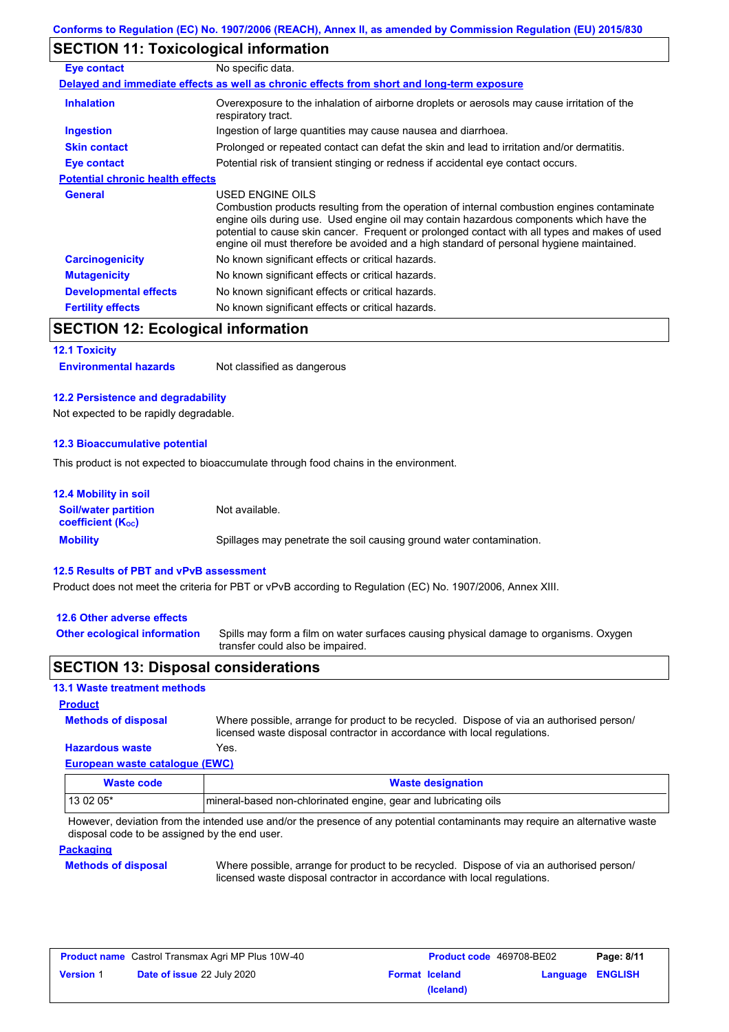Conforms to Regulation (EC) No. 1907/2006 (REACH), Annex II, as amended by Commission Regulation (EU) 2015/830

## SECTION 11: Toxicological information

**Eye contact** No specific data.

**Delayed and immediate effects as well as chronic effects from short and long-term exposure**

**Inhalation** Overexposure to the inhalation of airborne droplets or aerosols may cause irritation of the respiratory tract.

**Ingestion** Ingestion of large quantities may cause nausea and diarrhoea.

**Skin contact** Prolonged or repeated contact can defat the skin and lead to irritation and/or dermatitis.

**Eye contact** Potential risk of transient stinging or redness if accidental eye contact occurs.

**Potential chronic health effects**

**General** USED ENGINE OILS
Combustion products resulting from the operation of internal combustion engines contaminate engine oils during use. Used engine oil may contain hazardous components which have the potential to cause skin cancer. Frequent or prolonged contact with all types and makes of used engine oil must therefore be avoided and a high standard of personal hygiene maintained.

**Carcinogenicity** No known significant effects or critical hazards.

**Mutagenicity** No known significant effects or critical hazards.

**Developmental effects** No known significant effects or critical hazards.

**Fertility effects** No known significant effects or critical hazards.

## SECTION 12: Ecological information

### 12.1 Toxicity

**Environmental hazards** Not classified as dangerous

### 12.2 Persistence and degradability

Not expected to be rapidly degradable.

### 12.3 Bioaccumulative potential

This product is not expected to bioaccumulate through food chains in the environment.

### 12.4 Mobility in soil

**Soil/water partition coefficient ($K_{OC}$)** Not available.

**Mobility** Spillages may penetrate the soil causing ground water contamination.

### 12.5 Results of PBT and vPvB assessment

Product does not meet the criteria for PBT or vPvB according to Regulation (EC) No. 1907/2006, Annex XIII.

### 12.6 Other adverse effects

**Other ecological information** Spills may form a film on water surfaces causing physical damage to organisms. Oxygen transfer could also be impaired.

## SECTION 13: Disposal considerations

### 13.1 Waste treatment methods

**Product**

**Methods of disposal** Where possible, arrange for product to be recycled. Dispose of via an authorised person/ licensed waste disposal contractor in accordance with local regulations.

**Hazardous waste** Yes.

**European waste catalogue (EWC)**

| Waste code | Waste designation |
|---|---|
| 13 02 05* | mineral-based non-chlorinated engine, gear and lubricating oils |

However, deviation from the intended use and/or the presence of any potential contaminants may require an alternative waste disposal code to be assigned by the end user.

**Packaging**

**Methods of disposal** Where possible, arrange for product to be recycled. Dispose of via an authorised person/ licensed waste disposal contractor in accordance with local regulations.

| Product name Castrol Transmax Agri MP Plus 10W-40 | Product code 469708-BE02 | Page: 8/11 |
|---|---|---|
| Version 1 Date of issue 22 July 2020 | Format Iceland (Iceland) | Language ENGLISH |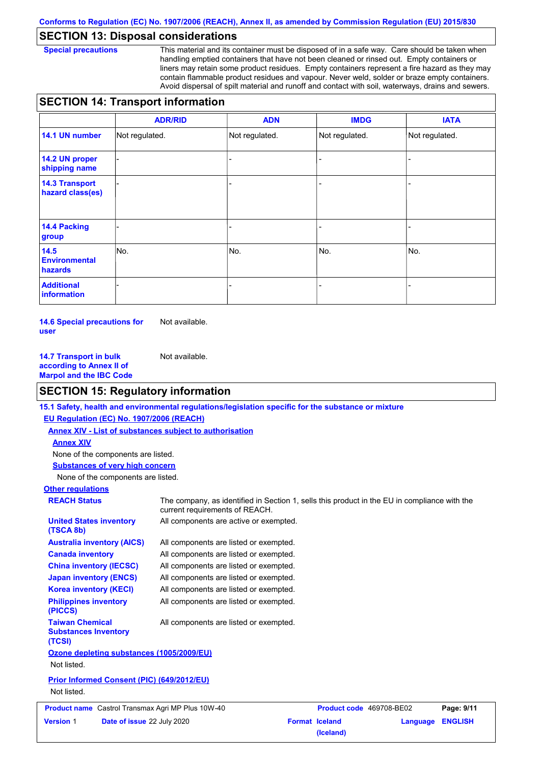## SECTION 13: Disposal considerations

**Special precautions**

This material and its container must be disposed of in a safe way. Care should be taken when handling emptied containers that have not been cleaned or rinsed out. Empty containers or liners may retain some product residues. Empty containers represent a fire hazard as they may contain flammable product residues and vapour. Never weld, solder or braze empty containers. Avoid dispersal of spilt material and runoff and contact with soil, waterways, drains and sewers.

## SECTION 14: Transport information

| | ADR/RID | ADN | IMDG | IATA |
|---|---|---|---|---|
| **14.1 UN number** | Not regulated. | Not regulated. | Not regulated. | Not regulated. |
| **14.2 UN proper shipping name** | - | - | - | - |
| **14.3 Transport hazard class(es)** | - | - | - | - |
| **14.4 Packing group** | - | - | - | - |
| **14.5 Environmental hazards** | No. | No. | No. | No. |
| **Additional information** | - | - | - | - |

**14.6 Special precautions for user** Not available.

**14.7 Transport in bulk according to Annex II of Marpol and the IBC Code** Not available.

## SECTION 15: Regulatory information

**15.1 Safety, health and environmental regulations/legislation specific for the substance or mixture**

**EU Regulation (EC) No. 1907/2006 (REACH)**

**Annex XIV - List of substances subject to authorisation**

**Annex XIV**

None of the components are listed.

**Substances of very high concern**

None of the components are listed.

**Other regulations**

**REACH Status** The company, as identified in Section 1, sells this product in the EU in compliance with the current requirements of REACH.

**United States inventory (TSCA 8b)** All components are active or exempted.

**Australia inventory (AICS)** All components are listed or exempted.

**Canada inventory** All components are listed or exempted.

**China inventory (IECSC)** All components are listed or exempted.

**Japan inventory (ENCS)** All components are listed or exempted.

**Korea inventory (KECI)** All components are listed or exempted.

**Philippines inventory (PICCS)** All components are listed or exempted.

**Taiwan Chemical Substances Inventory (TCSI)** All components are listed or exempted.

**Ozone depleting substances (1005/2009/EU)**

Not listed.

**Prior Informed Consent (PIC) (649/2012/EU)**

Not listed.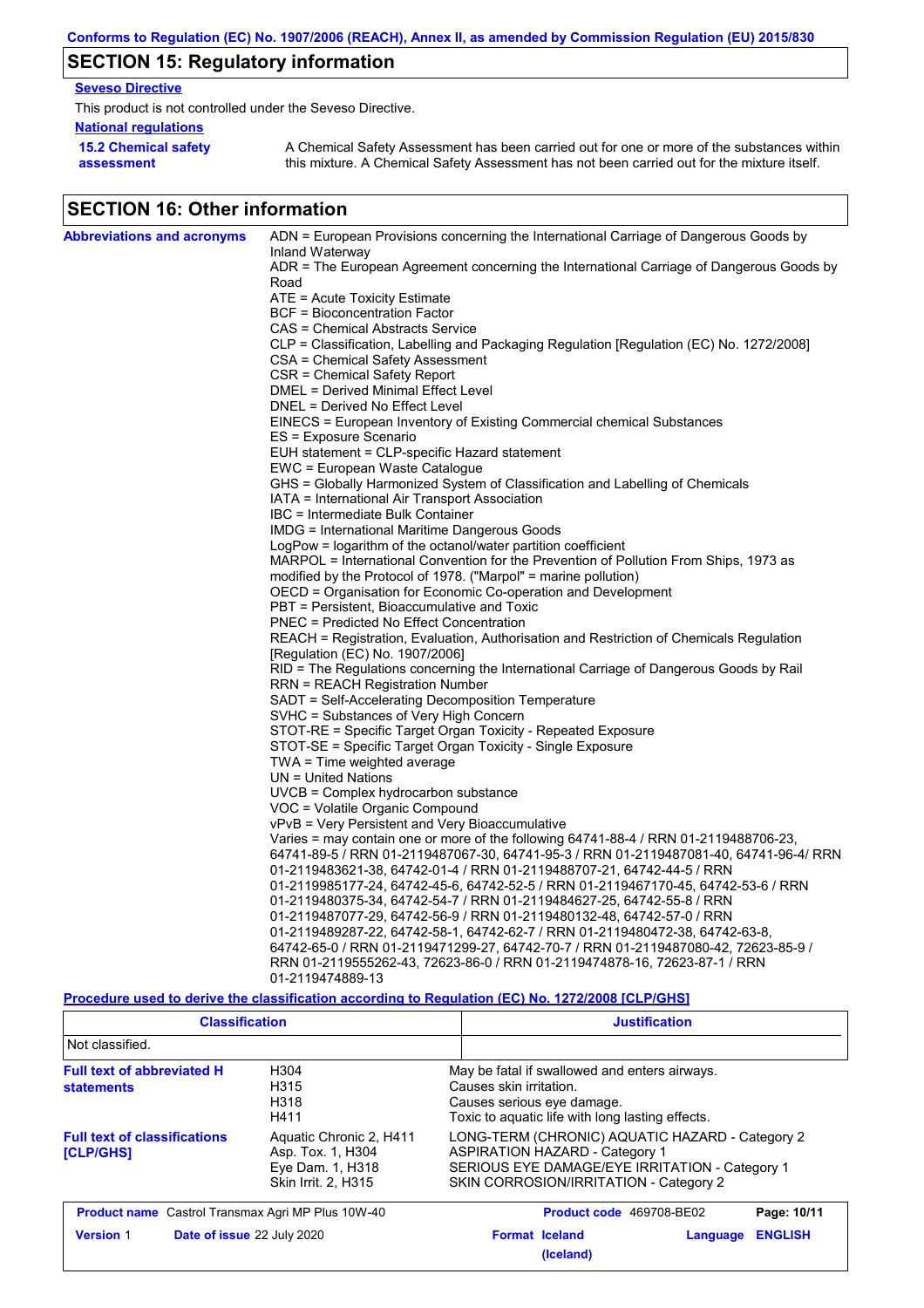## SECTION 15: Regulatory information

**Seveso Directive**

This product is not controlled under the Seveso Directive.

**National regulations**

**15.2 Chemical safety assessment**

A Chemical Safety Assessment has been carried out for one or more of the substances within this mixture. A Chemical Safety Assessment has not been carried out for the mixture itself.

## SECTION 16: Other information

**Abbreviations and acronyms**

ADN = European Provisions concerning the International Carriage of Dangerous Goods by Inland Waterway
ADR = The European Agreement concerning the International Carriage of Dangerous Goods by Road
ATE = Acute Toxicity Estimate
BCF = Bioconcentration Factor
CAS = Chemical Abstracts Service
CLP = Classification, Labelling and Packaging Regulation [Regulation (EC) No. 1272/2008]
CSA = Chemical Safety Assessment
CSR = Chemical Safety Report
DMEL = Derived Minimal Effect Level
DNEL = Derived No Effect Level
EINECS = European Inventory of Existing Commercial chemical Substances
ES = Exposure Scenario
EUH statement = CLP-specific Hazard statement
EWC = European Waste Catalogue
GHS = Globally Harmonized System of Classification and Labelling of Chemicals
IATA = International Air Transport Association
IBC = Intermediate Bulk Container
IMDG = International Maritime Dangerous Goods
LogPow = logarithm of the octanol/water partition coefficient
MARPOL = International Convention for the Prevention of Pollution From Ships, 1973 as modified by the Protocol of 1978. ("Marpol" = marine pollution)
OECD = Organisation for Economic Co-operation and Development
PBT = Persistent, Bioaccumulative and Toxic
PNEC = Predicted No Effect Concentration
REACH = Registration, Evaluation, Authorisation and Restriction of Chemicals Regulation [Regulation (EC) No. 1907/2006]
RID = The Regulations concerning the International Carriage of Dangerous Goods by Rail
RRN = REACH Registration Number
SADT = Self-Accelerating Decomposition Temperature
SVHC = Substances of Very High Concern
STOT-RE = Specific Target Organ Toxicity - Repeated Exposure
STOT-SE = Specific Target Organ Toxicity - Single Exposure
TWA = Time weighted average
UN = United Nations
UVCB = Complex hydrocarbon substance
VOC = Volatile Organic Compound
vPvB = Very Persistent and Very Bioaccumulative
Varies = may contain one or more of the following 64741-88-4 / RRN 01-2119488706-23, 64741-89-5 / RRN 01-2119487067-30, 64741-95-3 / RRN 01-2119487081-40, 64741-96-4/ RRN 01-2119483621-38, 64742-01-4 / RRN 01-2119488707-21, 64742-44-5 / RRN 01-2119985177-24, 64742-45-6, 64742-52-5 / RRN 01-2119467170-45, 64742-53-6 / RRN 01-2119480375-34, 64742-54-7 / RRN 01-2119484627-25, 64742-55-8 / RRN 01-2119487077-29, 64742-56-9 / RRN 01-2119480132-48, 64742-57-0 / RRN 01-2119489287-22, 64742-58-1, 64742-62-7 / RRN 01-2119480472-38, 64742-63-8, 64742-65-0 / RRN 01-2119471299-27, 64742-70-7 / RRN 01-2119487080-42, 72623-85-9 / RRN 01-2119555262-43, 72623-86-0 / RRN 01-2119474878-16, 72623-87-1 / RRN 01-2119474889-13

**Procedure used to derive the classification according to Regulation (EC) No. 1272/2008 [CLP/GHS]**

| Classification | Justification |
|---|---|
| Not classified. | |

**Full text of abbreviated H statements**

| | |
|---|---|
| H304 | May be fatal if swallowed and enters airways. |
| H315 | Causes skin irritation. |
| H318 | Causes serious eye damage. |
| H411 | Toxic to aquatic life with long lasting effects. |

**Full text of classifications [CLP/GHS]**

| | |
|---|---|
| Aquatic Chronic 2, H411 | LONG-TERM (CHRONIC) AQUATIC HAZARD - Category 2 |
| Asp. Tox. 1, H304 | ASPIRATION HAZARD - Category 1 |
| Eye Dam. 1, H318 | SERIOUS EYE DAMAGE/EYE IRRITATION - Category 1 |
| Skin Irrit. 2, H315 | SKIN CORROSION/IRRITATION - Category 2 |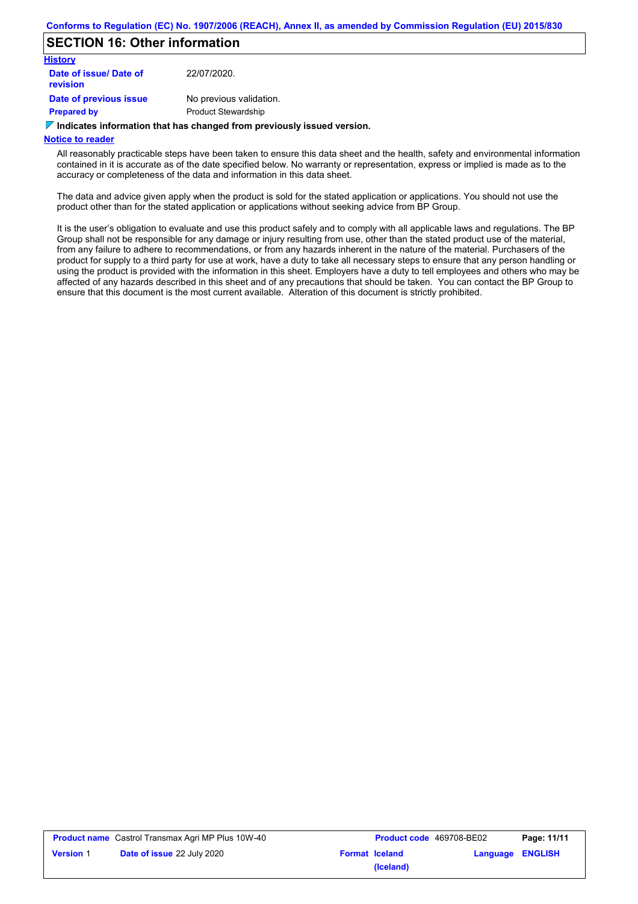## SECTION 16: Other information

**History**

| | |
|---|---|
| **Date of issue/ Date of revision** | 22/07/2020. |
| **Date of previous issue** | No previous validation. |
| **Prepared by** | Product Stewardship |

**Indicates information that has changed from previously issued version.**

**Notice to reader**

All reasonably practicable steps have been taken to ensure this data sheet and the health, safety and environmental information contained in it is accurate as of the date specified below. No warranty or representation, express or implied is made as to the accuracy or completeness of the data and information in this data sheet.

The data and advice given apply when the product is sold for the stated application or applications. You should not use the product other than for the stated application or applications without seeking advice from BP Group.

It is the user's obligation to evaluate and use this product safely and to comply with all applicable laws and regulations. The BP Group shall not be responsible for any damage or injury resulting from use, other than the stated product use of the material, from any failure to adhere to recommendations, or from any hazards inherent in the nature of the material. Purchasers of the product for supply to a third party for use at work, have a duty to take all necessary steps to ensure that any person handling or using the product is provided with the information in this sheet. Employers have a duty to tell employees and others who may be affected of any hazards described in this sheet and of any precautions that should be taken. You can contact the BP Group to ensure that this document is the most current available. Alteration of this document is strictly prohibited.